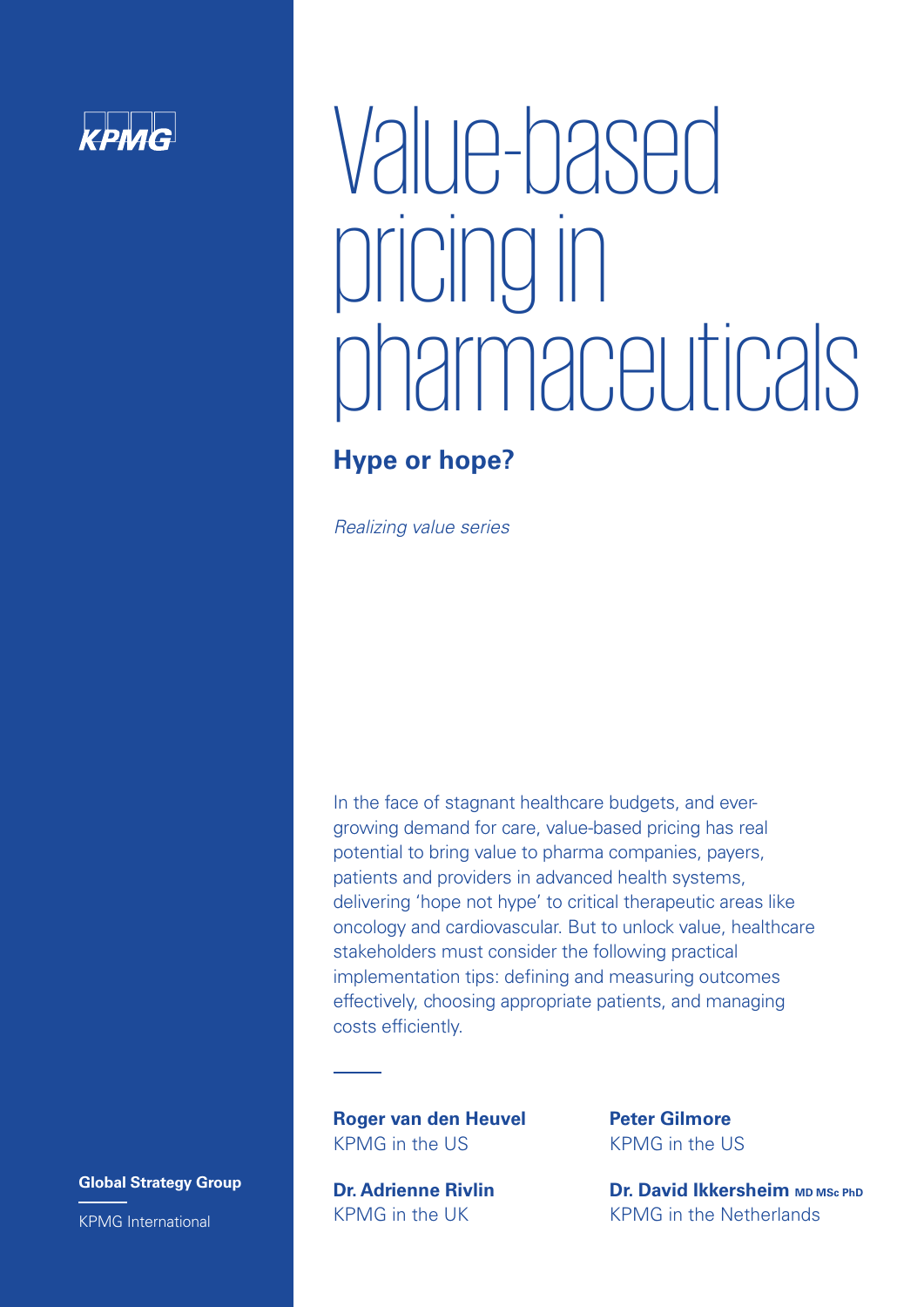KPMG

# Value-based pricing in pharmaceuticals

## Hype or hope?

*Realizing value series*

In the face of stagnant healthcare budgets, and ever-growing demand for care, value-based pricing has real potential to bring value to pharma companies, payers, patients and providers in advanced health systems, delivering 'hope not hype' to critical therapeutic areas like oncology and cardiovascular. But to unlock value, healthcare stakeholders must consider the following practical implementation tips: defining and measuring outcomes effectively, choosing appropriate patients, and managing costs efficiently.

**Roger van den Heuvel**
KPMG in the US

**Peter Gilmore**
KPMG in the US

**Dr. Adrienne Rivlin**
KPMG in the UK

**Dr. David Ikkersheim** MD MSc PhD
KPMG in the Netherlands

**Global Strategy Group**

KPMG International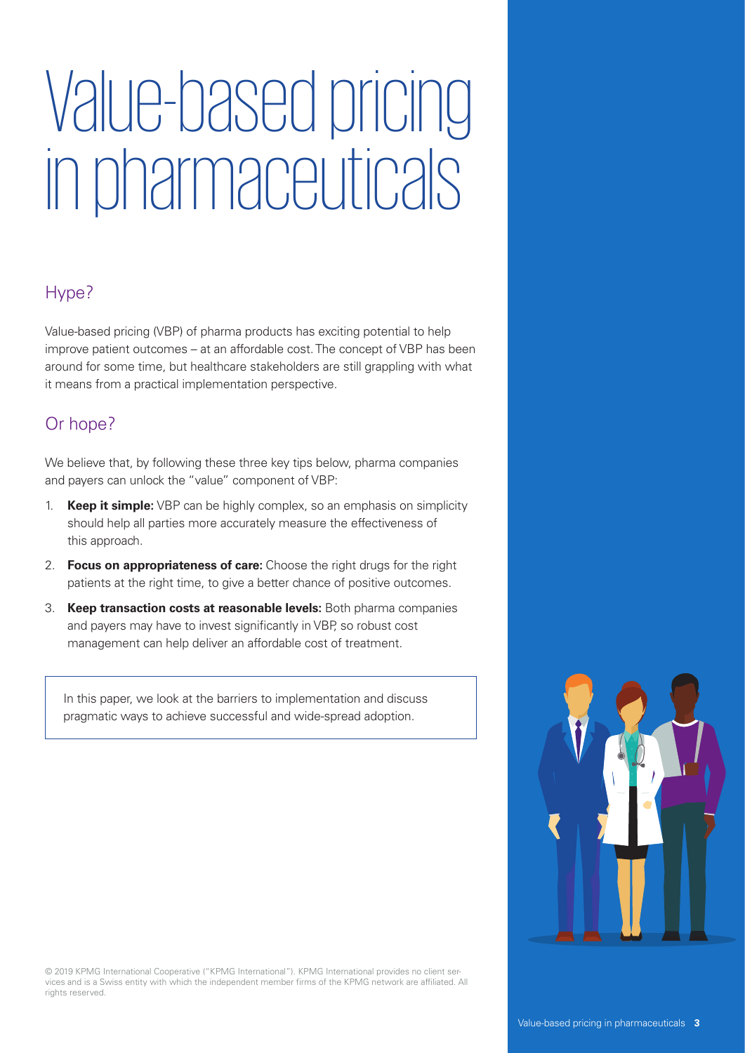# Value-based pricing in pharmaceuticals

## Hype?

Value-based pricing (VBP) of pharma products has exciting potential to help improve patient outcomes – at an affordable cost. The concept of VBP has been around for some time, but healthcare stakeholders are still grappling with what it means from a practical implementation perspective.

## Or hope?

We believe that, by following these three key tips below, pharma companies and payers can unlock the "value" component of VBP:

1. **Keep it simple:** VBP can be highly complex, so an emphasis on simplicity should help all parties more accurately measure the effectiveness of this approach.
2. **Focus on appropriateness of care:** Choose the right drugs for the right patients at the right time, to give a better chance of positive outcomes.
3. **Keep transaction costs at reasonable levels:** Both pharma companies and payers may have to invest significantly in VBP, so robust cost management can help deliver an affordable cost of treatment.

In this paper, we look at the barriers to implementation and discuss pragmatic ways to achieve successful and wide-spread adoption.

© 2019 KPMG International Cooperative ("KPMG International"). KPMG International provides no client services and is a Swiss entity with which the independent member firms of the KPMG network are affiliated. All rights reserved.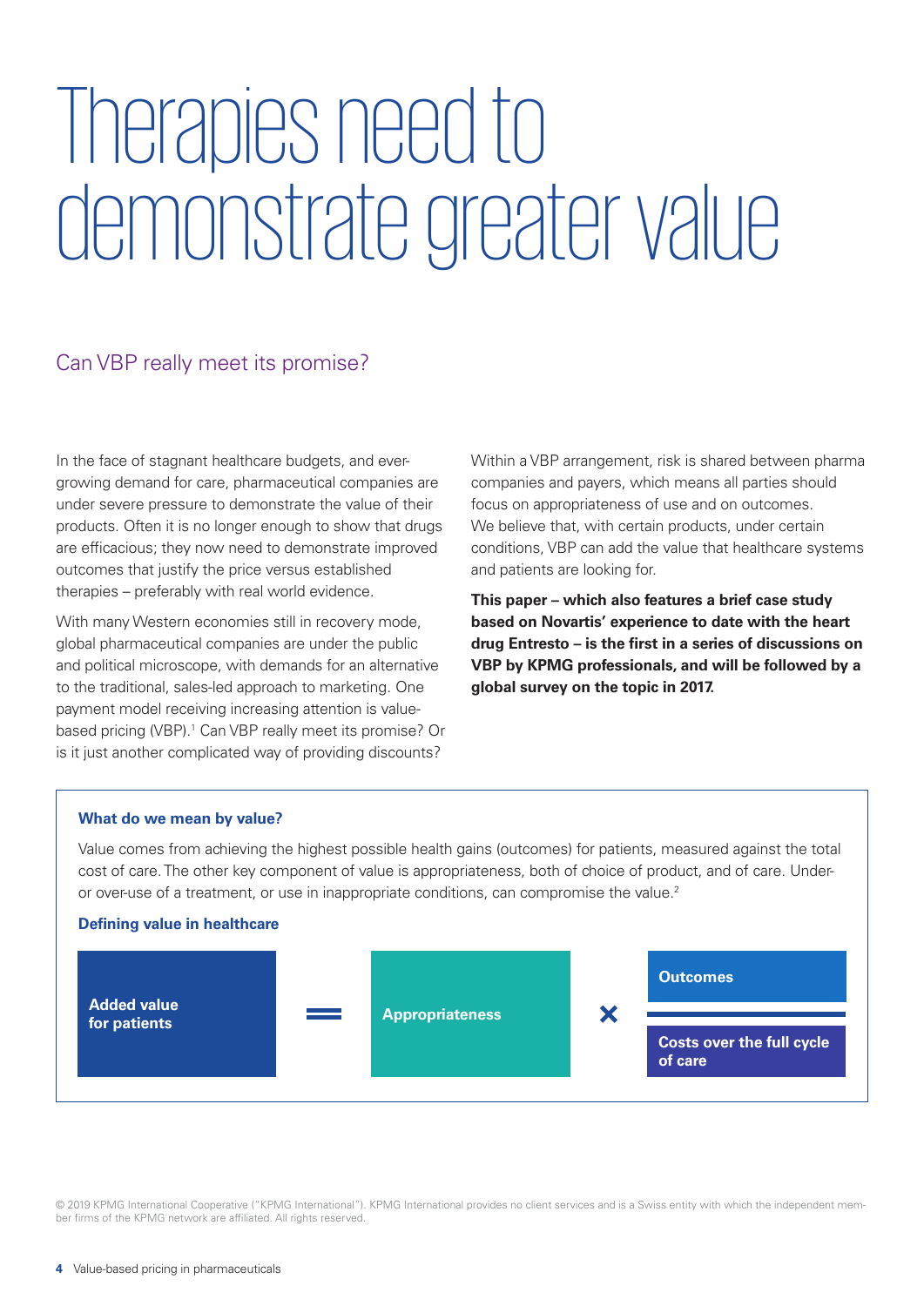# Therapies need to demonstrate greater value

## Can VBP really meet its promise?

In the face of stagnant healthcare budgets, and ever-growing demand for care, pharmaceutical companies are under severe pressure to demonstrate the value of their products. Often it is no longer enough to show that drugs are efficacious; they now need to demonstrate improved outcomes that justify the price versus established therapies – preferably with real world evidence.

With many Western economies still in recovery mode, global pharmaceutical companies are under the public and political microscope, with demands for an alternative to the traditional, sales-led approach to marketing. One payment model receiving increasing attention is value-based pricing (VBP).[1] Can VBP really meet its promise? Or is it just another complicated way of providing discounts?

Within a VBP arrangement, risk is shared between pharma companies and payers, which means all parties should focus on appropriateness of use and on outcomes. We believe that, with certain products, under certain conditions, VBP can add the value that healthcare systems and patients are looking for.

**This paper – which also features a brief case study based on Novartis' experience to date with the heart drug Entresto – is the first in a series of discussions on VBP by KPMG professionals, and will be followed by a global survey on the topic in 2017.**

### What do we mean by value?

Value comes from achieving the highest possible health gains (outcomes) for patients, measured against the total cost of care. The other key component of value is appropriateness, both of choice of product, and of care. Under- or over-use of a treatment, or use in inappropriate conditions, can compromise the value.[2]

### Defining value in healthcare

$$\text{Added value for patients} = \text{Appropriateness} \times \frac{\text{Outcomes}}{\text{Costs over the full cycle of care}}$$

© 2019 KPMG International Cooperative ("KPMG International"). KPMG International provides no client services and is a Swiss entity with which the independent member firms of the KPMG network are affiliated. All rights reserved.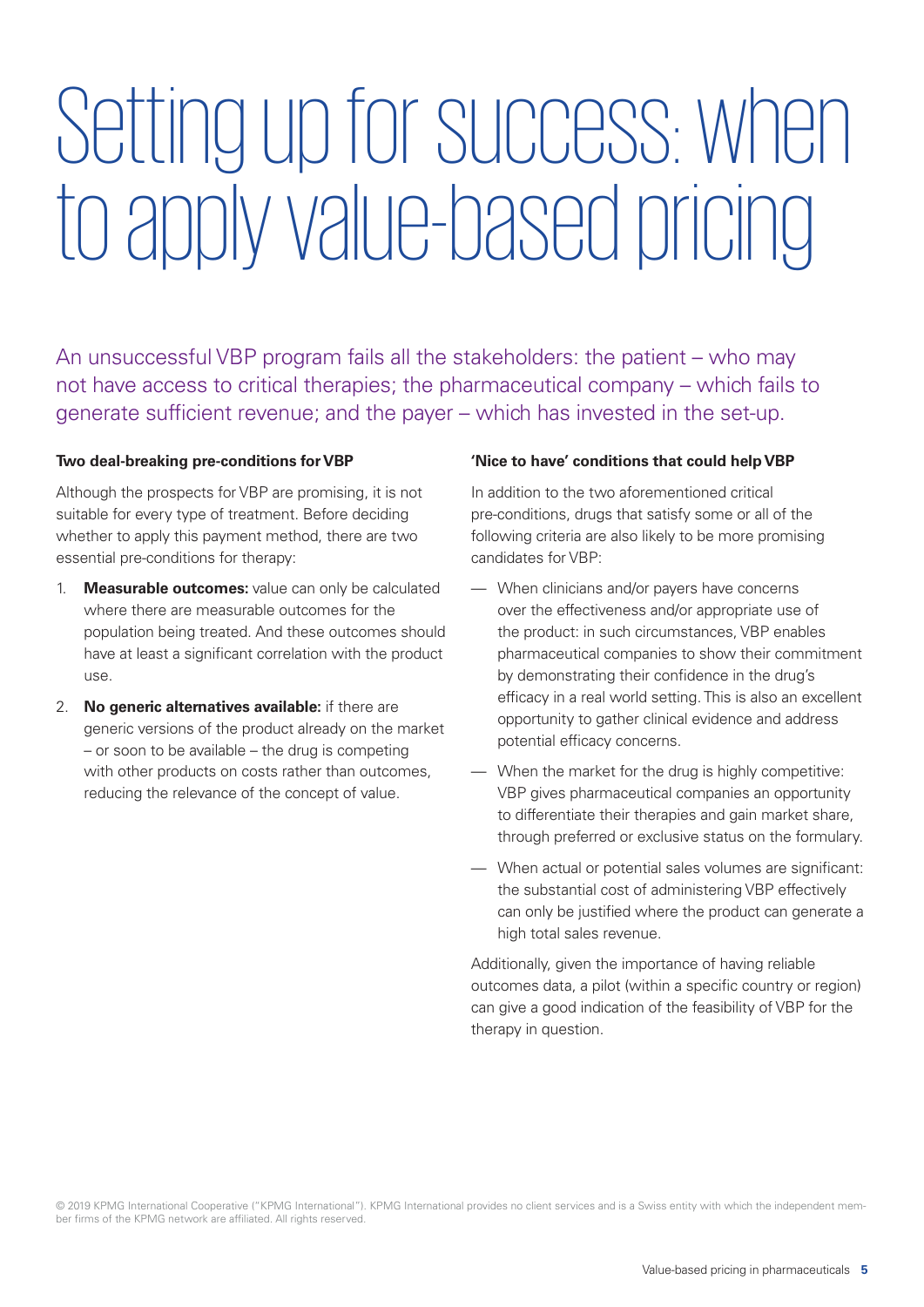# Setting up for success: when to apply value-based pricing

An unsuccessful VBP program fails all the stakeholders: the patient – who may not have access to critical therapies; the pharmaceutical company – which fails to generate sufficient revenue; and the payer – which has invested in the set-up.

#### Two deal-breaking pre-conditions for VBP

Although the prospects for VBP are promising, it is not suitable for every type of treatment. Before deciding whether to apply this payment method, there are two essential pre-conditions for therapy:

1. **Measurable outcomes:** value can only be calculated where there are measurable outcomes for the population being treated. And these outcomes should have at least a significant correlation with the product use.
2. **No generic alternatives available:** if there are generic versions of the product already on the market – or soon to be available – the drug is competing with other products on costs rather than outcomes, reducing the relevance of the concept of value.

#### 'Nice to have' conditions that could help VBP

In addition to the two aforementioned critical pre-conditions, drugs that satisfy some or all of the following criteria are also likely to be more promising candidates for VBP:

- When clinicians and/or payers have concerns over the effectiveness and/or appropriate use of the product: in such circumstances, VBP enables pharmaceutical companies to show their commitment by demonstrating their confidence in the drug's efficacy in a real world setting. This is also an excellent opportunity to gather clinical evidence and address potential efficacy concerns.
- When the market for the drug is highly competitive: VBP gives pharmaceutical companies an opportunity to differentiate their therapies and gain market share, through preferred or exclusive status on the formulary.
- When actual or potential sales volumes are significant: the substantial cost of administering VBP effectively can only be justified where the product can generate a high total sales revenue.

Additionally, given the importance of having reliable outcomes data, a pilot (within a specific country or region) can give a good indication of the feasibility of VBP for the therapy in question.

© 2019 KPMG International Cooperative ("KPMG International"). KPMG International provides no client services and is a Swiss entity with which the independent member firms of the KPMG network are affiliated. All rights reserved.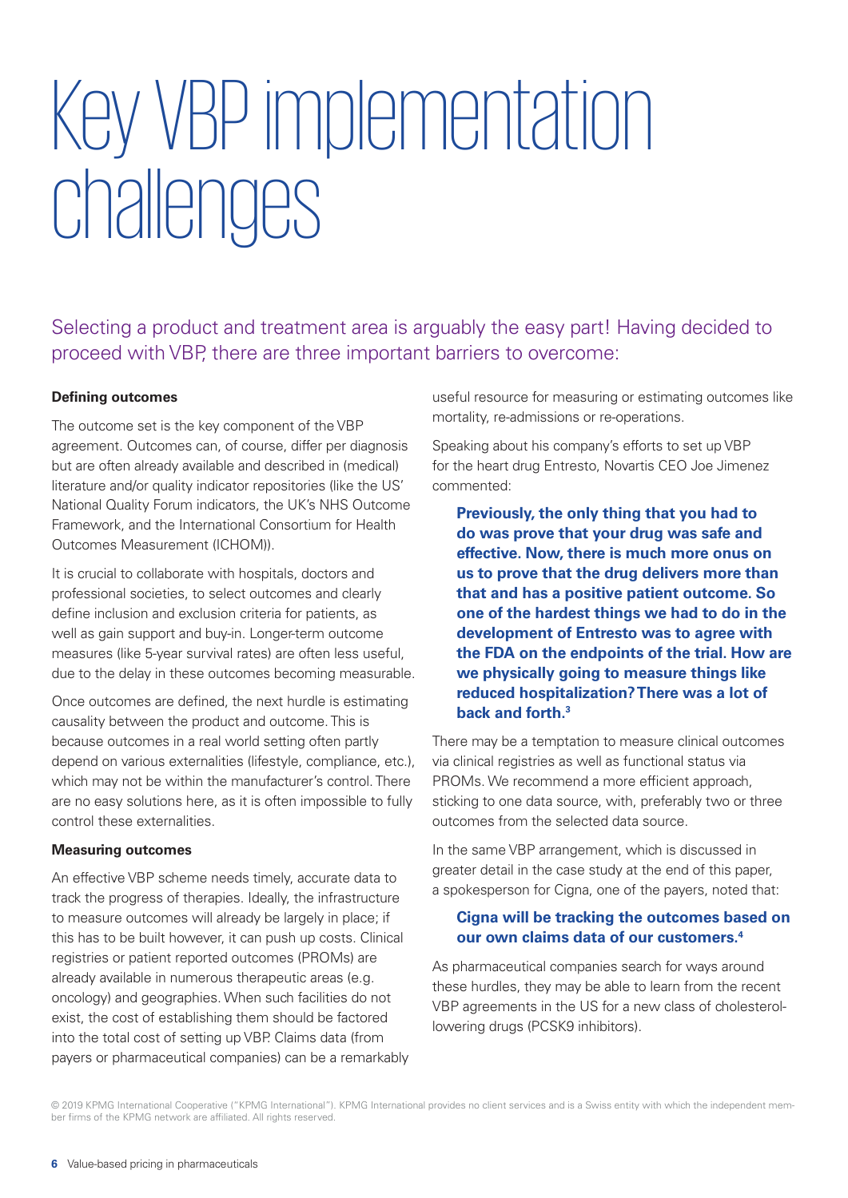# Key VBP implementation challenges

Selecting a product and treatment area is arguably the easy part! Having decided to proceed with VBP, there are three important barriers to overcome:

**Defining outcomes**

The outcome set is the key component of the VBP agreement. Outcomes can, of course, differ per diagnosis but are often already available and described in (medical) literature and/or quality indicator repositories (like the US' National Quality Forum indicators, the UK's NHS Outcome Framework, and the International Consortium for Health Outcomes Measurement (ICHOM)).

It is crucial to collaborate with hospitals, doctors and professional societies, to select outcomes and clearly define inclusion and exclusion criteria for patients, as well as gain support and buy-in. Longer-term outcome measures (like 5-year survival rates) are often less useful, due to the delay in these outcomes becoming measurable.

Once outcomes are defined, the next hurdle is estimating causality between the product and outcome. This is because outcomes in a real world setting often partly depend on various externalities (lifestyle, compliance, etc.), which may not be within the manufacturer's control. There are no easy solutions here, as it is often impossible to fully control these externalities.

**Measuring outcomes**

An effective VBP scheme needs timely, accurate data to track the progress of therapies. Ideally, the infrastructure to measure outcomes will already be largely in place; if this has to be built however, it can push up costs. Clinical registries or patient reported outcomes (PROMs) are already available in numerous therapeutic areas (e.g. oncology) and geographies. When such facilities do not exist, the cost of establishing them should be factored into the total cost of setting up VBP. Claims data (from payers or pharmaceutical companies) can be a remarkably useful resource for measuring or estimating outcomes like mortality, re-admissions or re-operations.

Speaking about his company's efforts to set up VBP for the heart drug Entresto, Novartis CEO Joe Jimenez commented:

> **Previously, the only thing that you had to do was prove that your drug was safe and effective. Now, there is much more onus on us to prove that the drug delivers more than that and has a positive patient outcome. So one of the hardest things we had to do in the development of Entresto was to agree with the FDA on the endpoints of the trial. How are we physically going to measure things like reduced hospitalization? There was a lot of back and forth.[3]**

There may be a temptation to measure clinical outcomes via clinical registries as well as functional status via PROMs. We recommend a more efficient approach, sticking to one data source, with, preferably two or three outcomes from the selected data source.

In the same VBP arrangement, which is discussed in greater detail in the case study at the end of this paper, a spokesperson for Cigna, one of the payers, noted that:

> **Cigna will be tracking the outcomes based on our own claims data of our customers.[4]**

As pharmaceutical companies search for ways around these hurdles, they may be able to learn from the recent VBP agreements in the US for a new class of cholesterol-lowering drugs (PCSK9 inhibitors).

© 2019 KPMG International Cooperative ("KPMG International"). KPMG International provides no client services and is a Swiss entity with which the independent member firms of the KPMG network are affiliated. All rights reserved.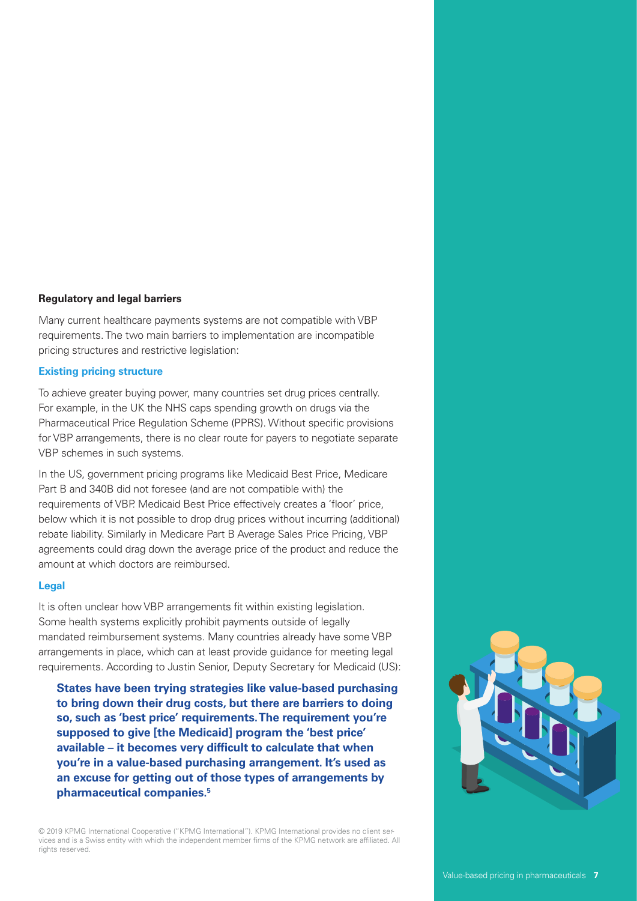### Regulatory and legal barriers

Many current healthcare payments systems are not compatible with VBP requirements. The two main barriers to implementation are incompatible pricing structures and restrictive legislation:

#### Existing pricing structure

To achieve greater buying power, many countries set drug prices centrally. For example, in the UK the NHS caps spending growth on drugs via the Pharmaceutical Price Regulation Scheme (PPRS). Without specific provisions for VBP arrangements, there is no clear route for payers to negotiate separate VBP schemes in such systems.

In the US, government pricing programs like Medicaid Best Price, Medicare Part B and 340B did not foresee (and are not compatible with) the requirements of VBP. Medicaid Best Price effectively creates a 'floor' price, below which it is not possible to drop drug prices without incurring (additional) rebate liability. Similarly in Medicare Part B Average Sales Price Pricing, VBP agreements could drag down the average price of the product and reduce the amount at which doctors are reimbursed.

#### Legal

It is often unclear how VBP arrangements fit within existing legislation. Some health systems explicitly prohibit payments outside of legally mandated reimbursement systems. Many countries already have some VBP arrangements in place, which can at least provide guidance for meeting legal requirements. According to Justin Senior, Deputy Secretary for Medicaid (US):

> **States have been trying strategies like value-based purchasing to bring down their drug costs, but there are barriers to doing so, such as 'best price' requirements. The requirement you're supposed to give [the Medicaid] program the 'best price' available – it becomes very difficult to calculate that when you're in a value-based purchasing arrangement. It's used as an excuse for getting out of those types of arrangements by pharmaceutical companies.[5]**

© 2019 KPMG International Cooperative ("KPMG International"). KPMG International provides no client services and is a Swiss entity with which the independent member firms of the KPMG network are affiliated. All rights reserved.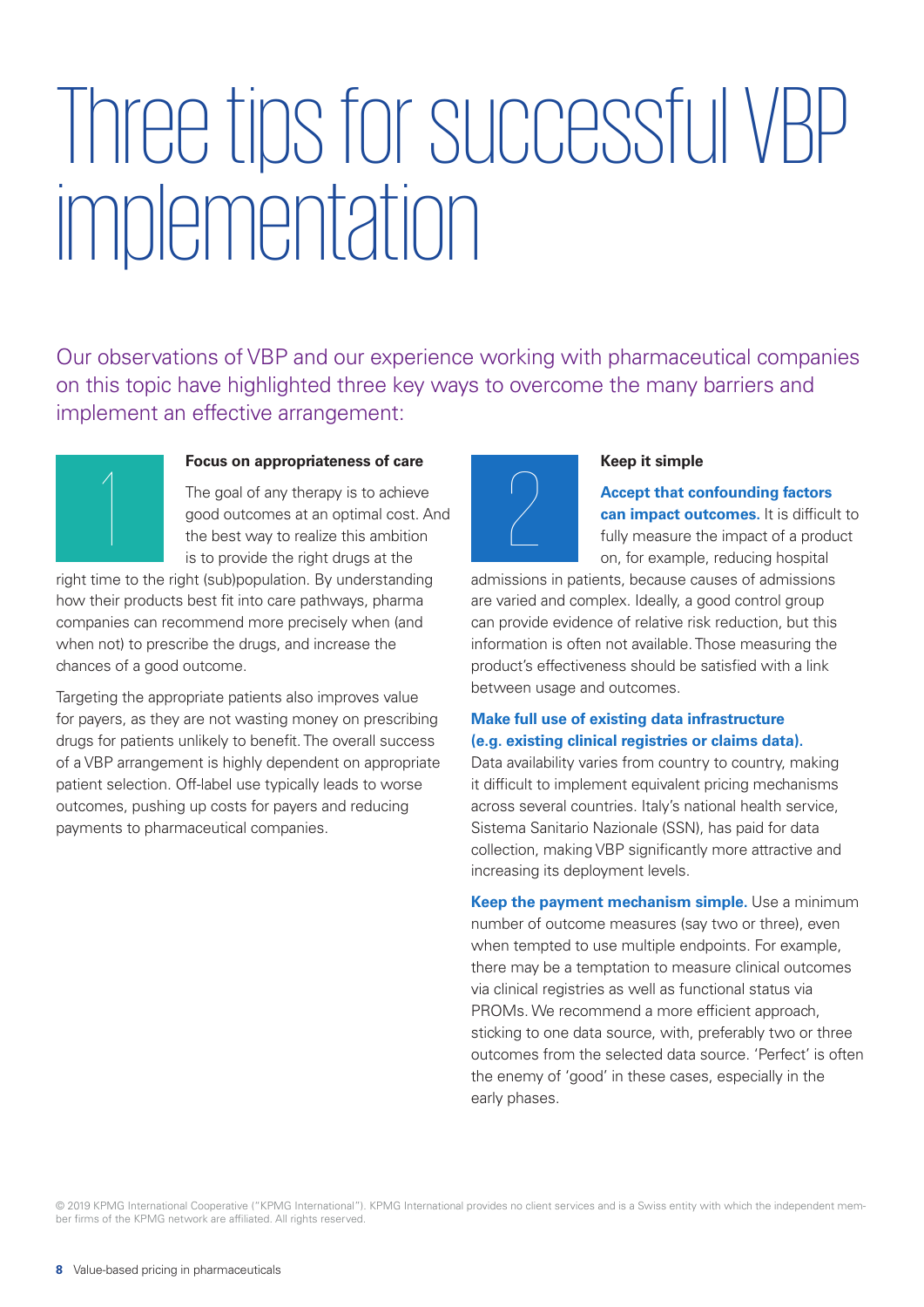# Three tips for successful VBP implementation

Our observations of VBP and our experience working with pharmaceutical companies on this topic have highlighted three key ways to overcome the many barriers and implement an effective arrangement:

## 1

### Focus on appropriateness of care

The goal of any therapy is to achieve good outcomes at an optimal cost. And the best way to realize this ambition is to provide the right drugs at the right time to the right (sub)population. By understanding how their products best fit into care pathways, pharma companies can recommend more precisely when (and when not) to prescribe the drugs, and increase the chances of a good outcome.

Targeting the appropriate patients also improves value for payers, as they are not wasting money on prescribing drugs for patients unlikely to benefit. The overall success of a VBP arrangement is highly dependent on appropriate patient selection. Off-label use typically leads to worse outcomes, pushing up costs for payers and reducing payments to pharmaceutical companies.

## 2

### Keep it simple

**Accept that confounding factors can impact outcomes.** It is difficult to fully measure the impact of a product on, for example, reducing hospital admissions in patients, because causes of admissions are varied and complex. Ideally, a good control group can provide evidence of relative risk reduction, but this information is often not available. Those measuring the product's effectiveness should be satisfied with a link between usage and outcomes.

**Make full use of existing data infrastructure (e.g. existing clinical registries or claims data).** Data availability varies from country to country, making it difficult to implement equivalent pricing mechanisms across several countries. Italy's national health service, Sistema Sanitario Nazionale (SSN), has paid for data collection, making VBP significantly more attractive and increasing its deployment levels.

**Keep the payment mechanism simple.** Use a minimum number of outcome measures (say two or three), even when tempted to use multiple endpoints. For example, there may be a temptation to measure clinical outcomes via clinical registries as well as functional status via PROMs. We recommend a more efficient approach, sticking to one data source, with, preferably two or three outcomes from the selected data source. 'Perfect' is often the enemy of 'good' in these cases, especially in the early phases.

© 2019 KPMG International Cooperative ("KPMG International"). KPMG International provides no client services and is a Swiss entity with which the independent member firms of the KPMG network are affiliated. All rights reserved.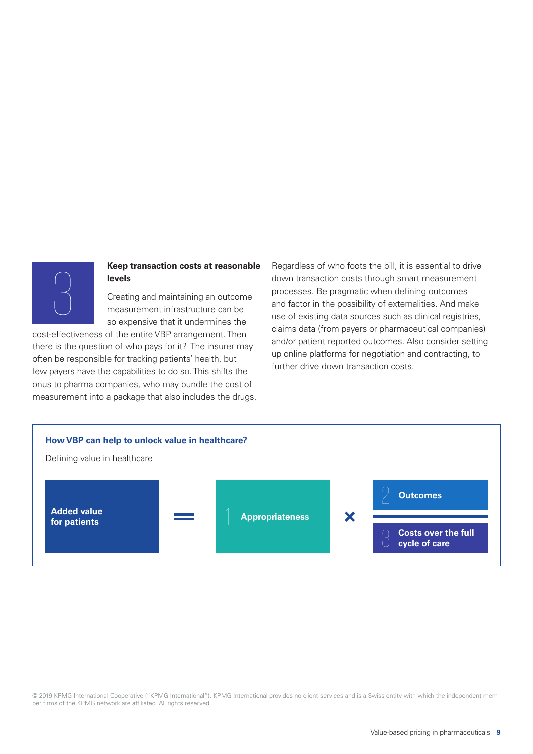## 3 Keep transaction costs at reasonable levels

Creating and maintaining an outcome measurement infrastructure can be so expensive that it undermines the cost-effectiveness of the entire VBP arrangement. Then there is the question of who pays for it? The insurer may often be responsible for tracking patients' health, but few payers have the capabilities to do so. This shifts the onus to pharma companies, who may bundle the cost of measurement into a package that also includes the drugs.

Regardless of who foots the bill, it is essential to drive down transaction costs through smart measurement processes. Be pragmatic when defining outcomes and factor in the possibility of externalities. And make use of existing data sources such as clinical registries, claims data (from payers or pharmaceutical companies) and/or patient reported outcomes. Also consider setting up online platforms for negotiation and contracting, to further drive down transaction costs.

### How VBP can help to unlock value in healthcare?

Defining value in healthcare

**Added value for patients** = **1 Appropriateness** × ( **2 Outcomes** / **3 Costs over the full cycle of care** )

© 2019 KPMG International Cooperative ("KPMG International"). KPMG International provides no client services and is a Swiss entity with which the independent member firms of the KPMG network are affiliated. All rights reserved.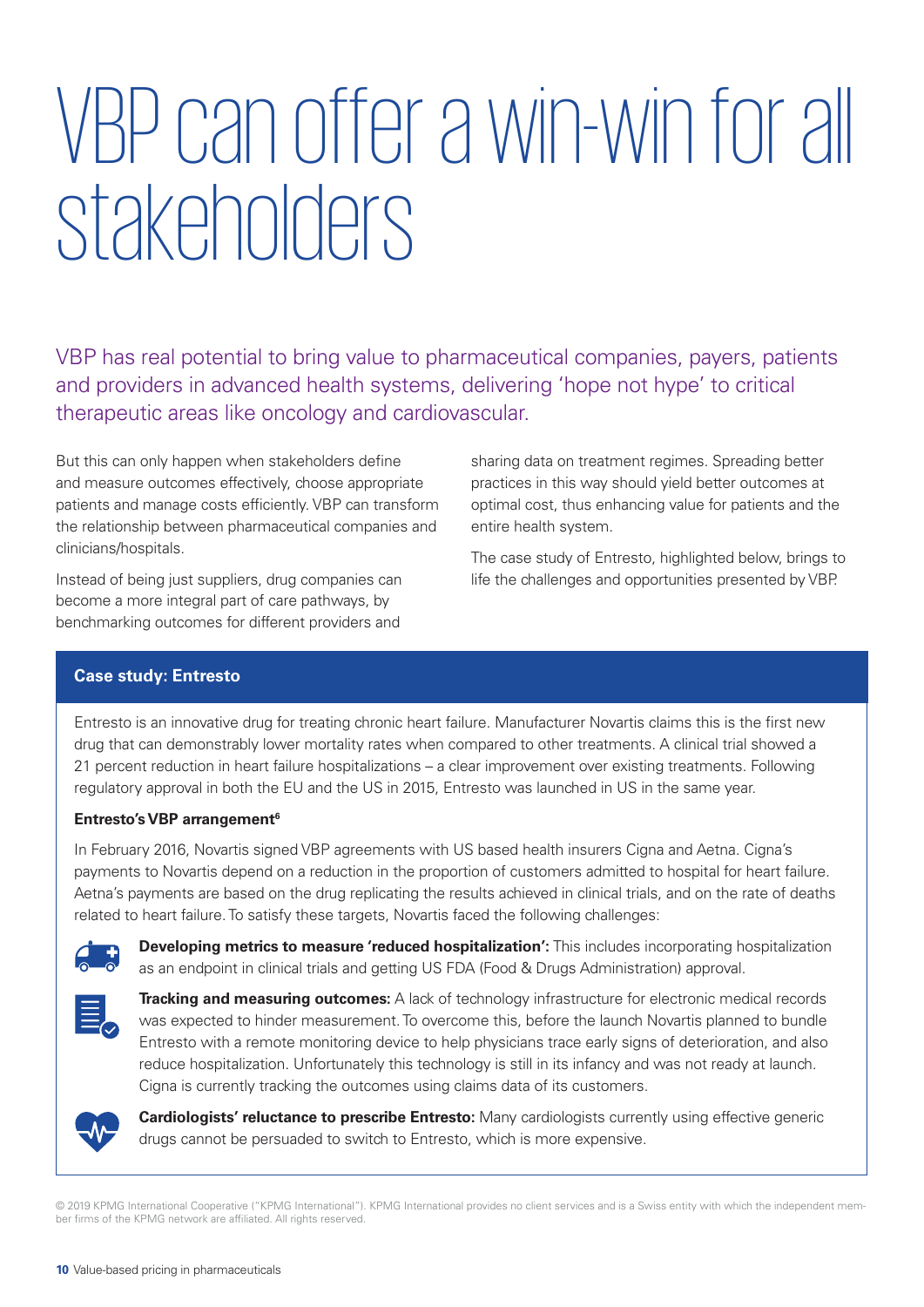# VBP can offer a win-win for all stakeholders

VBP has real potential to bring value to pharmaceutical companies, payers, patients and providers in advanced health systems, delivering 'hope not hype' to critical therapeutic areas like oncology and cardiovascular.

But this can only happen when stakeholders define and measure outcomes effectively, choose appropriate patients and manage costs efficiently. VBP can transform the relationship between pharmaceutical companies and clinicians/hospitals.

Instead of being just suppliers, drug companies can become a more integral part of care pathways, by benchmarking outcomes for different providers and sharing data on treatment regimes. Spreading better practices in this way should yield better outcomes at optimal cost, thus enhancing value for patients and the entire health system.

The case study of Entresto, highlighted below, brings to life the challenges and opportunities presented by VBP.

## Case study: Entresto

Entresto is an innovative drug for treating chronic heart failure. Manufacturer Novartis claims this is the first new drug that can demonstrably lower mortality rates when compared to other treatments. A clinical trial showed a 21 percent reduction in heart failure hospitalizations – a clear improvement over existing treatments. Following regulatory approval in both the EU and the US in 2015, Entresto was launched in US in the same year.

**Entresto's VBP arrangement[6]**

In February 2016, Novartis signed VBP agreements with US based health insurers Cigna and Aetna. Cigna's payments to Novartis depend on a reduction in the proportion of customers admitted to hospital for heart failure. Aetna's payments are based on the drug replicating the results achieved in clinical trials, and on the rate of deaths related to heart failure. To satisfy these targets, Novartis faced the following challenges:

**Developing metrics to measure 'reduced hospitalization':** This includes incorporating hospitalization as an endpoint in clinical trials and getting US FDA (Food & Drugs Administration) approval.

**Tracking and measuring outcomes:** A lack of technology infrastructure for electronic medical records was expected to hinder measurement. To overcome this, before the launch Novartis planned to bundle Entresto with a remote monitoring device to help physicians trace early signs of deterioration, and also reduce hospitalization. Unfortunately this technology is still in its infancy and was not ready at launch. Cigna is currently tracking the outcomes using claims data of its customers.

**Cardiologists' reluctance to prescribe Entresto:** Many cardiologists currently using effective generic drugs cannot be persuaded to switch to Entresto, which is more expensive.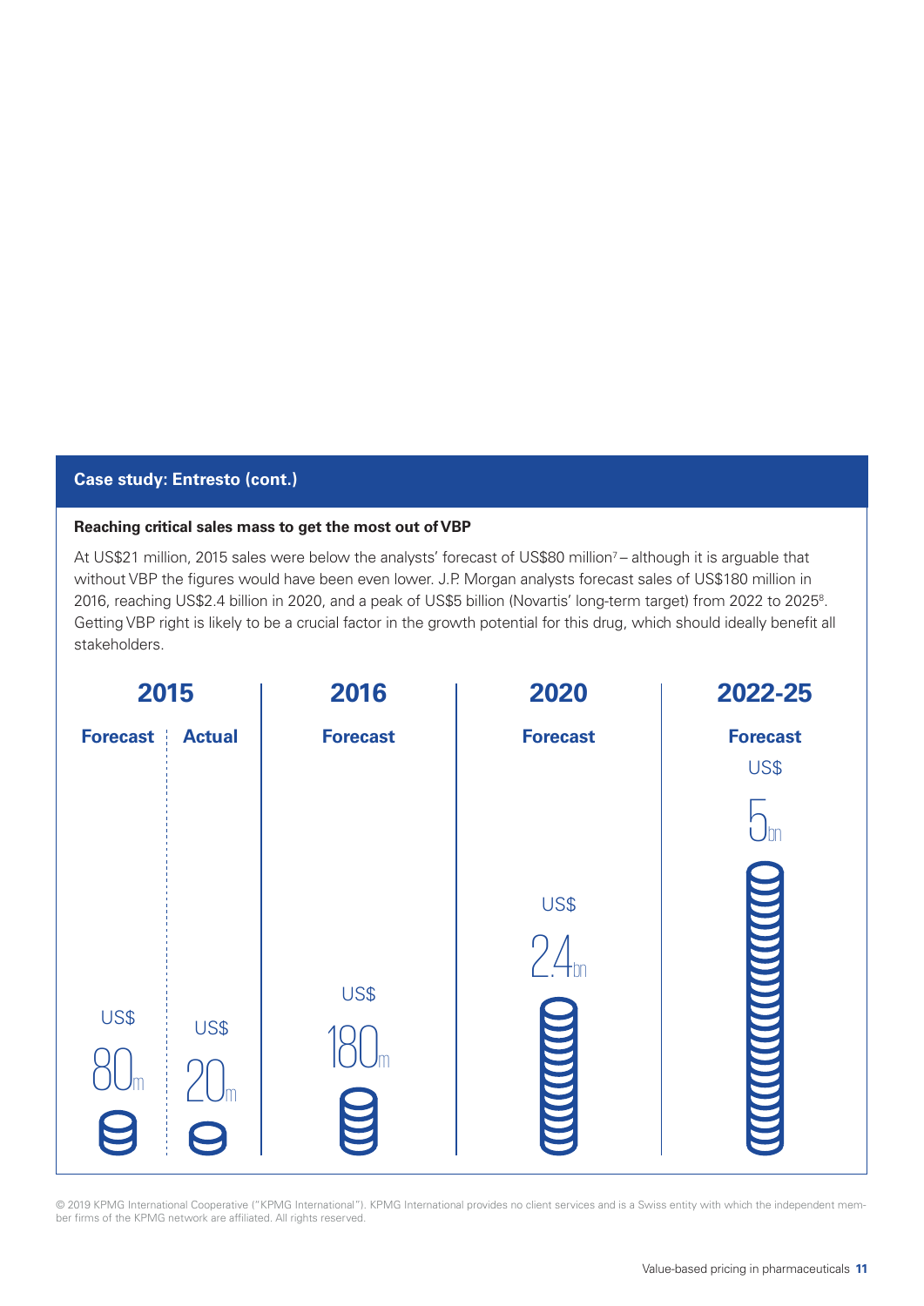## Case study: Entresto (cont.)

**Reaching critical sales mass to get the most out of VBP**

At US$21 million, 2015 sales were below the analysts' forecast of US$80 million[7] – although it is arguable that without VBP the figures would have been even lower. J.P. Morgan analysts forecast sales of US$180 million in 2016, reaching US$2.4 billion in 2020, and a peak of US$5 billion (Novartis' long-term target) from 2022 to 2025[8]. Getting VBP right is likely to be a crucial factor in the growth potential for this drug, which should ideally benefit all stakeholders.

| 2015 | | 2016 | 2020 | 2022-25 |
|---|---|---|---|---|
| Forecast | Actual | Forecast | Forecast | Forecast |
| US$ 80m | US$ 20m | US$ 180m | US$ 2.4bn | US$ 5bn |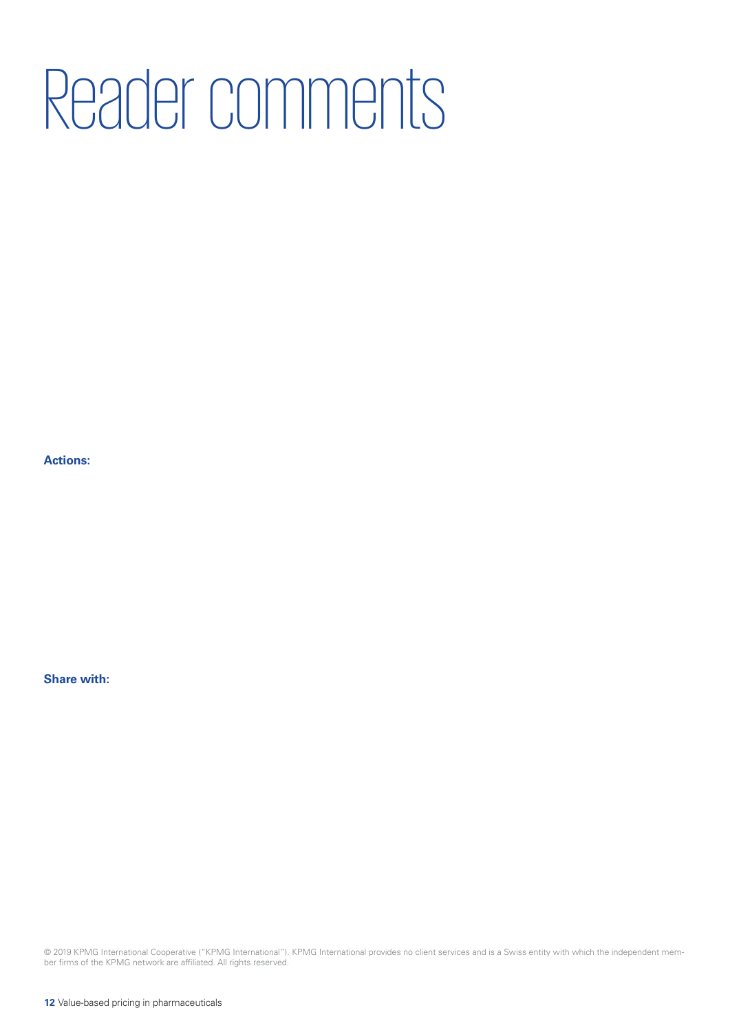# Reader comments

**Actions:**

**Share with:**

© 2019 KPMG International Cooperative ("KPMG International"). KPMG International provides no client services and is a Swiss entity with which the independent member firms of the KPMG network are affiliated. All rights reserved.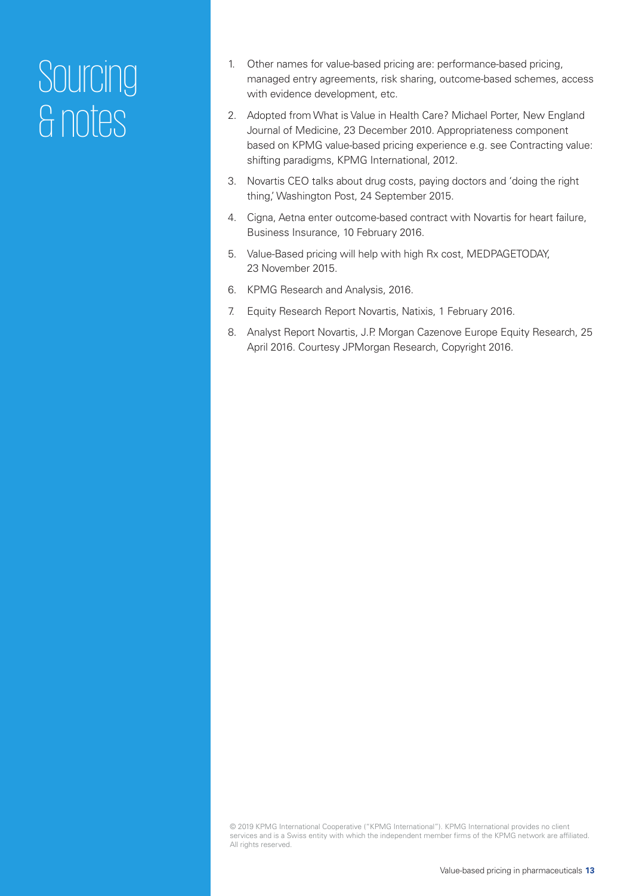# Sourcing & notes

1. Other names for value-based pricing are: performance-based pricing, managed entry agreements, risk sharing, outcome-based schemes, access with evidence development, etc.
2. Adopted from What is Value in Health Care? Michael Porter, New England Journal of Medicine, 23 December 2010. Appropriateness component based on KPMG value-based pricing experience e.g. see Contracting value: shifting paradigms, KPMG International, 2012.
3. Novartis CEO talks about drug costs, paying doctors and 'doing the right thing,' Washington Post, 24 September 2015.
4. Cigna, Aetna enter outcome-based contract with Novartis for heart failure, Business Insurance, 10 February 2016.
5. Value-Based pricing will help with high Rx cost, MEDPAGETODAY, 23 November 2015.
6. KPMG Research and Analysis, 2016.
7. Equity Research Report Novartis, Natixis, 1 February 2016.
8. Analyst Report Novartis, J.P. Morgan Cazenove Europe Equity Research, 25 April 2016. Courtesy JPMorgan Research, Copyright 2016.

© 2019 KPMG International Cooperative ("KPMG International"). KPMG International provides no client services and is a Swiss entity with which the independent member firms of the KPMG network are affiliated. All rights reserved.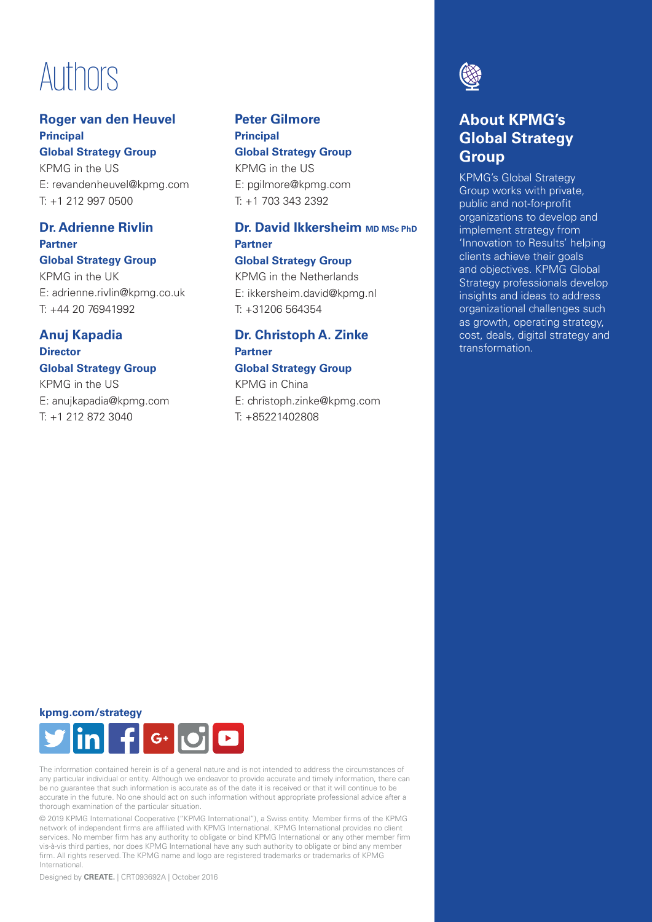# Authors

**Roger van den Heuvel**
**Principal**
**Global Strategy Group**
KPMG in the US
E: revandenheuvel@kpmg.com
T: +1 212 997 0500

**Dr. Adrienne Rivlin**
**Partner**
**Global Strategy Group**
KPMG in the UK
E: adrienne.rivlin@kpmg.co.uk
T: +44 20 76941992

**Anuj Kapadia**
**Director**
**Global Strategy Group**
KPMG in the US
E: anujkapadia@kpmg.com
T: +1 212 872 3040

**Peter Gilmore**
**Principal**
**Global Strategy Group**
KPMG in the US
E: pgilmore@kpmg.com
T: +1 703 343 2392

**Dr. David Ikkersheim MD MSc PhD**
**Partner**
**Global Strategy Group**
KPMG in the Netherlands
E: ikkersheim.david@kpmg.nl
T: +31206 564354

**Dr. Christoph A. Zinke**
**Partner**
**Global Strategy Group**
KPMG in China
E: christoph.zinke@kpmg.com
T: +85221402808

## About KPMG's Global Strategy Group

KPMG's Global Strategy Group works with private, public and not-for-profit organizations to develop and implement strategy from 'Innovation to Results' helping clients achieve their goals and objectives. KPMG Global Strategy professionals develop insights and ideas to address organizational challenges such as growth, operating strategy, cost, deals, digital strategy and transformation.

**kpmg.com/strategy**

The information contained herein is of a general nature and is not intended to address the circumstances of any particular individual or entity. Although we endeavor to provide accurate and timely information, there can be no guarantee that such information is accurate as of the date it is received or that it will continue to be accurate in the future. No one should act on such information without appropriate professional advice after a thorough examination of the particular situation.

© 2019 KPMG International Cooperative ("KPMG International"), a Swiss entity. Member firms of the KPMG network of independent firms are affiliated with KPMG International. KPMG International provides no client services. No member firm has any authority to obligate or bind KPMG International or any other member firm vis-à-vis third parties, nor does KPMG International have any such authority to obligate or bind any member firm. All rights reserved. The KPMG name and logo are registered trademarks or trademarks of KPMG International.

Designed by **CREATE.** | CRT093692A | October 2016